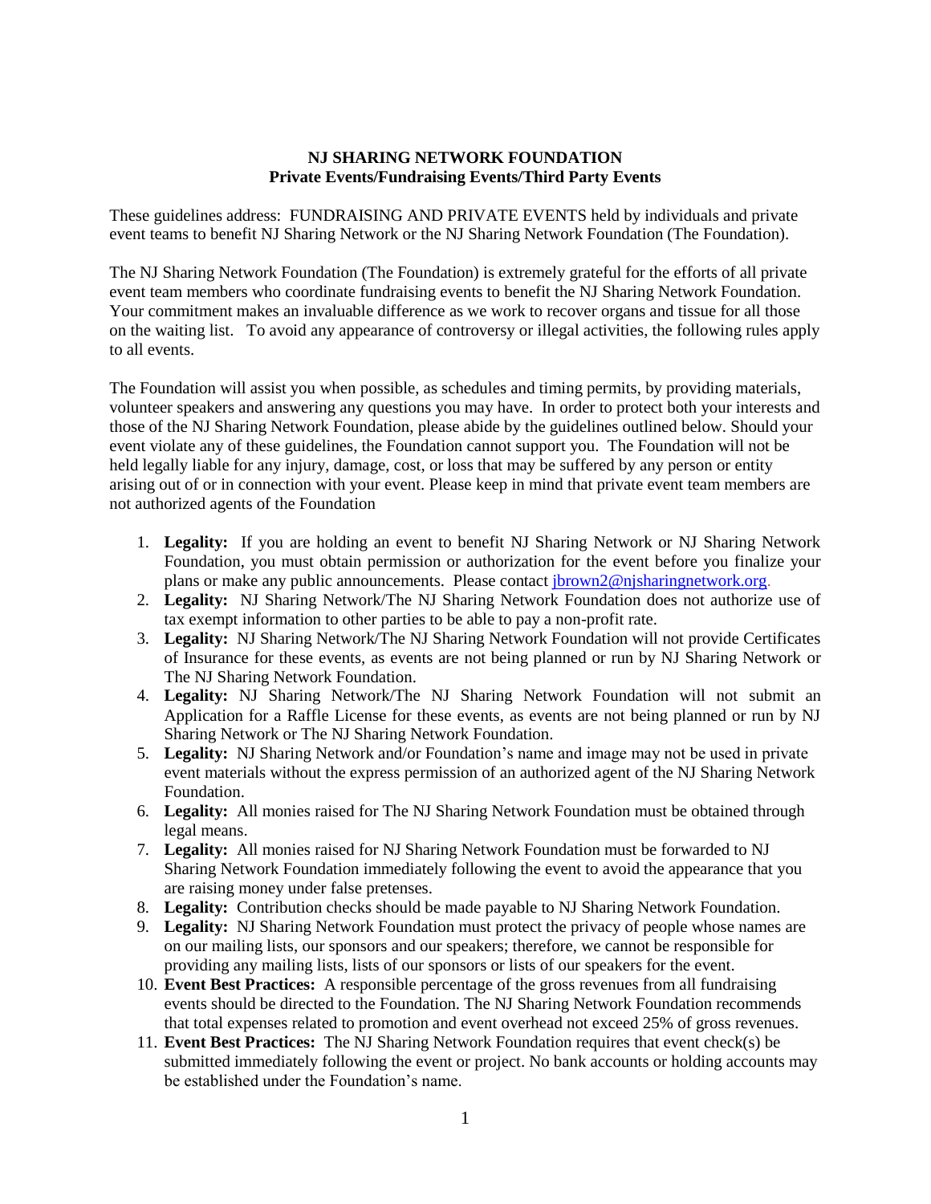**NJ SHARING NETWORK FOUNDATION**
**Private Events/Fundraising Events/Third Party Events**

These guidelines address: FUNDRAISING AND PRIVATE EVENTS held by individuals and private event teams to benefit NJ Sharing Network or the NJ Sharing Network Foundation (The Foundation).

The NJ Sharing Network Foundation (The Foundation) is extremely grateful for the efforts of all private event team members who coordinate fundraising events to benefit the NJ Sharing Network Foundation. Your commitment makes an invaluable difference as we work to recover organs and tissue for all those on the waiting list. To avoid any appearance of controversy or illegal activities, the following rules apply to all events.

The Foundation will assist you when possible, as schedules and timing permits, by providing materials, volunteer speakers and answering any questions you may have. In order to protect both your interests and those of the NJ Sharing Network Foundation, please abide by the guidelines outlined below. Should your event violate any of these guidelines, the Foundation cannot support you. The Foundation will not be held legally liable for any injury, damage, cost, or loss that may be suffered by any person or entity arising out of or in connection with your event. Please keep in mind that private event team members are not authorized agents of the Foundation

1. **Legality:** If you are holding an event to benefit NJ Sharing Network or NJ Sharing Network Foundation, you must obtain permission or authorization for the event before you finalize your plans or make any public announcements. Please contact jbrown2@njsharingnetwork.org.
2. **Legality:** NJ Sharing Network/The NJ Sharing Network Foundation does not authorize use of tax exempt information to other parties to be able to pay a non-profit rate.
3. **Legality:** NJ Sharing Network/The NJ Sharing Network Foundation will not provide Certificates of Insurance for these events, as events are not being planned or run by NJ Sharing Network or The NJ Sharing Network Foundation.
4. **Legality:** NJ Sharing Network/The NJ Sharing Network Foundation will not submit an Application for a Raffle License for these events, as events are not being planned or run by NJ Sharing Network or The NJ Sharing Network Foundation.
5. **Legality:** NJ Sharing Network and/or Foundation's name and image may not be used in private event materials without the express permission of an authorized agent of the NJ Sharing Network Foundation.
6. **Legality:** All monies raised for The NJ Sharing Network Foundation must be obtained through legal means.
7. **Legality:** All monies raised for NJ Sharing Network Foundation must be forwarded to NJ Sharing Network Foundation immediately following the event to avoid the appearance that you are raising money under false pretenses.
8. **Legality:** Contribution checks should be made payable to NJ Sharing Network Foundation.
9. **Legality:** NJ Sharing Network Foundation must protect the privacy of people whose names are on our mailing lists, our sponsors and our speakers; therefore, we cannot be responsible for providing any mailing lists, lists of our sponsors or lists of our speakers for the event.
10. **Event Best Practices:** A responsible percentage of the gross revenues from all fundraising events should be directed to the Foundation. The NJ Sharing Network Foundation recommends that total expenses related to promotion and event overhead not exceed 25% of gross revenues.
11. **Event Best Practices:** The NJ Sharing Network Foundation requires that event check(s) be submitted immediately following the event or project. No bank accounts or holding accounts may be established under the Foundation's name.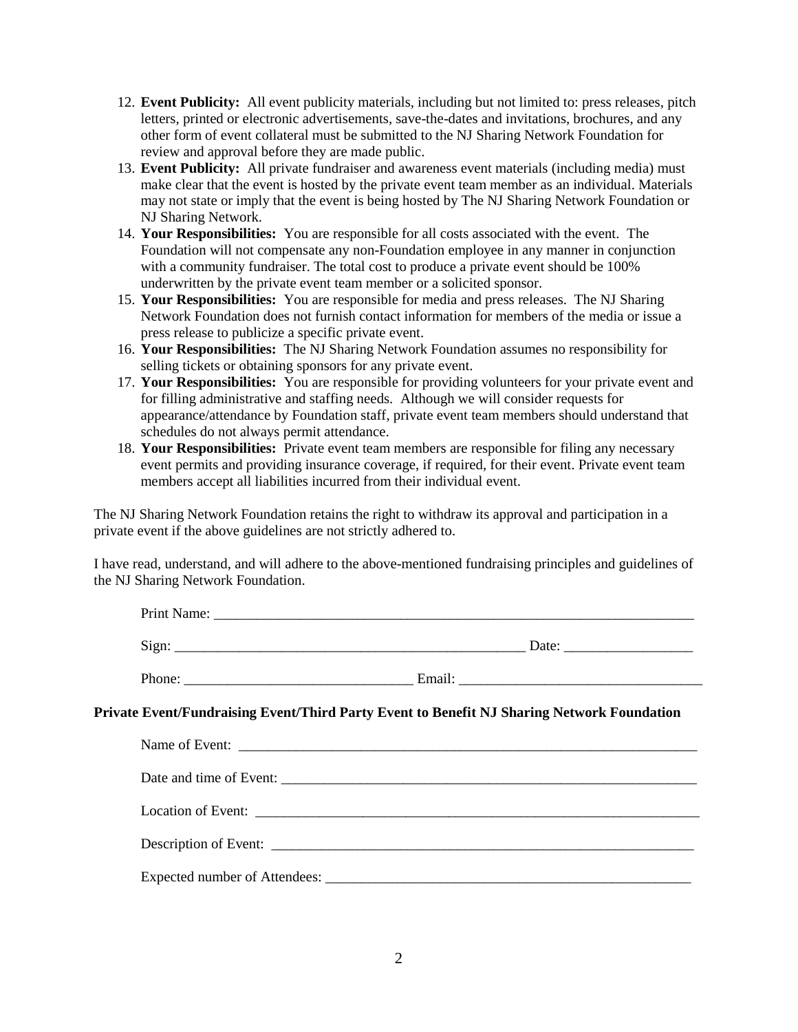12. **Event Publicity:** All event publicity materials, including but not limited to: press releases, pitch letters, printed or electronic advertisements, save-the-dates and invitations, brochures, and any other form of event collateral must be submitted to the NJ Sharing Network Foundation for review and approval before they are made public.
13. **Event Publicity:** All private fundraiser and awareness event materials (including media) must make clear that the event is hosted by the private event team member as an individual. Materials may not state or imply that the event is being hosted by The NJ Sharing Network Foundation or NJ Sharing Network.
14. **Your Responsibilities:** You are responsible for all costs associated with the event. The Foundation will not compensate any non-Foundation employee in any manner in conjunction with a community fundraiser. The total cost to produce a private event should be 100% underwritten by the private event team member or a solicited sponsor.
15. **Your Responsibilities:** You are responsible for media and press releases. The NJ Sharing Network Foundation does not furnish contact information for members of the media or issue a press release to publicize a specific private event.
16. **Your Responsibilities:** The NJ Sharing Network Foundation assumes no responsibility for selling tickets or obtaining sponsors for any private event.
17. **Your Responsibilities:** You are responsible for providing volunteers for your private event and for filling administrative and staffing needs. Although we will consider requests for appearance/attendance by Foundation staff, private event team members should understand that schedules do not always permit attendance.
18. **Your Responsibilities:** Private event team members are responsible for filing any necessary event permits and providing insurance coverage, if required, for their event. Private event team members accept all liabilities incurred from their individual event.

The NJ Sharing Network Foundation retains the right to withdraw its approval and participation in a private event if the above guidelines are not strictly adhered to.

I have read, understand, and will adhere to the above-mentioned fundraising principles and guidelines of the NJ Sharing Network Foundation.

Print Name: _______________________________________________________________________

Sign: ___________________________________________________ Date: __________________

Phone: ________________________________ Email: __________________________________

**Private Event/Fundraising Event/Third Party Event to Benefit NJ Sharing Network Foundation**

Name of Event: ____________________________________________________________________

Date and time of Event: _____________________________________________________________

Location of Event: _________________________________________________________________

Description of Event: _______________________________________________________________

Expected number of Attendees: _______________________________________________________